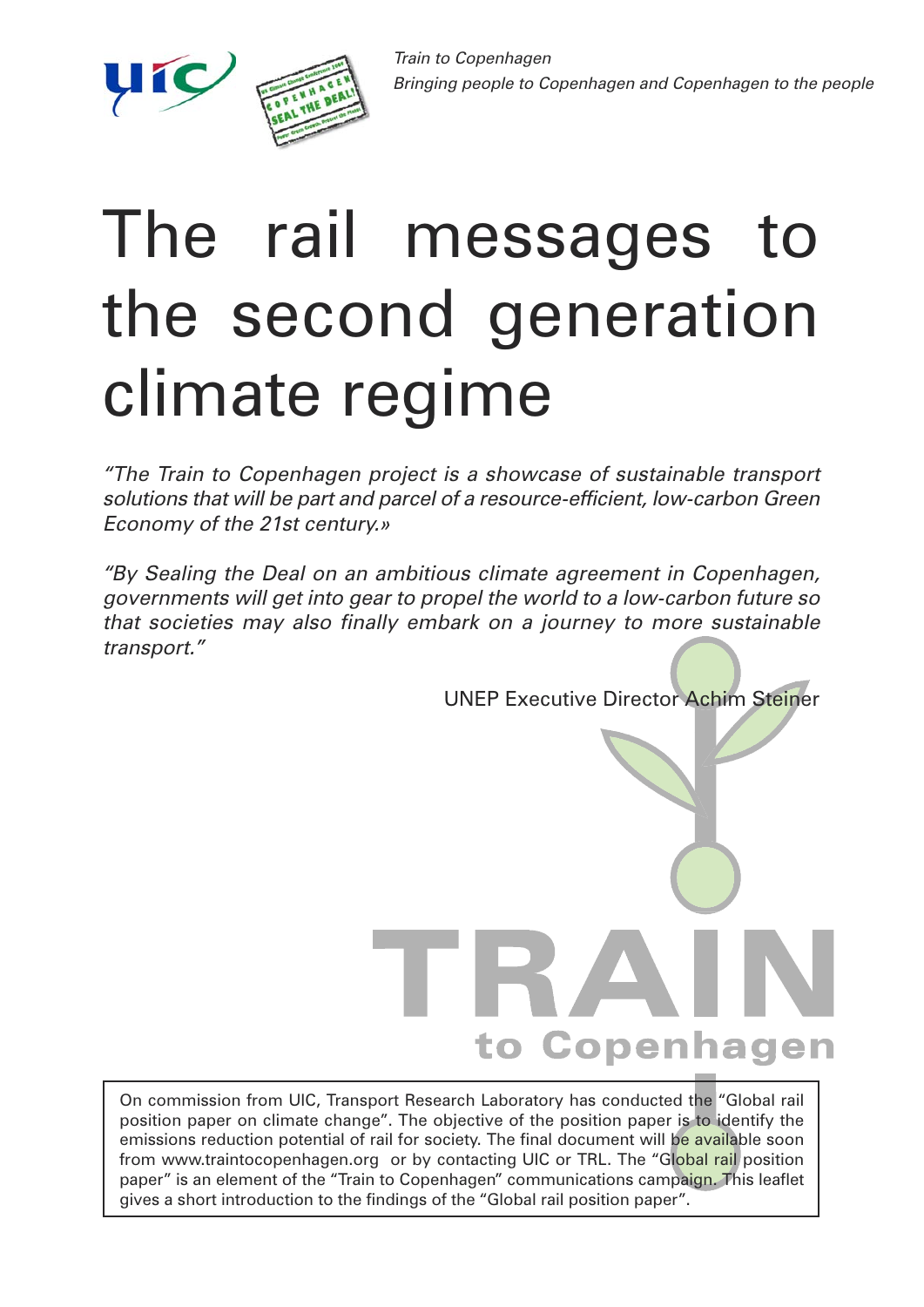*Train to Copenhagen*
*Bringing people to Copenhagen and Copenhagen to the people*

# The rail messages to the second generation climate regime

*"The Train to Copenhagen project is a showcase of sustainable transport solutions that will be part and parcel of a resource-efficient, low-carbon Green Economy of the 21st century.»*

*"By Sealing the Deal on an ambitious climate agreement in Copenhagen, governments will get into gear to propel the world to a low-carbon future so that societies may also finally embark on a journey to more sustainable transport."*

UNEP Executive Director Achim Steiner

TRAIN to Copenhagen

On commission from UIC, Transport Research Laboratory has conducted the "Global rail position paper on climate change". The objective of the position paper is to identify the emissions reduction potential of rail for society. The final document will be available soon from www.traintocopenhagen.org or by contacting UIC or TRL. The "Global rail position paper" is an element of the "Train to Copenhagen" communications campaign. This leaflet gives a short introduction to the findings of the "Global rail position paper".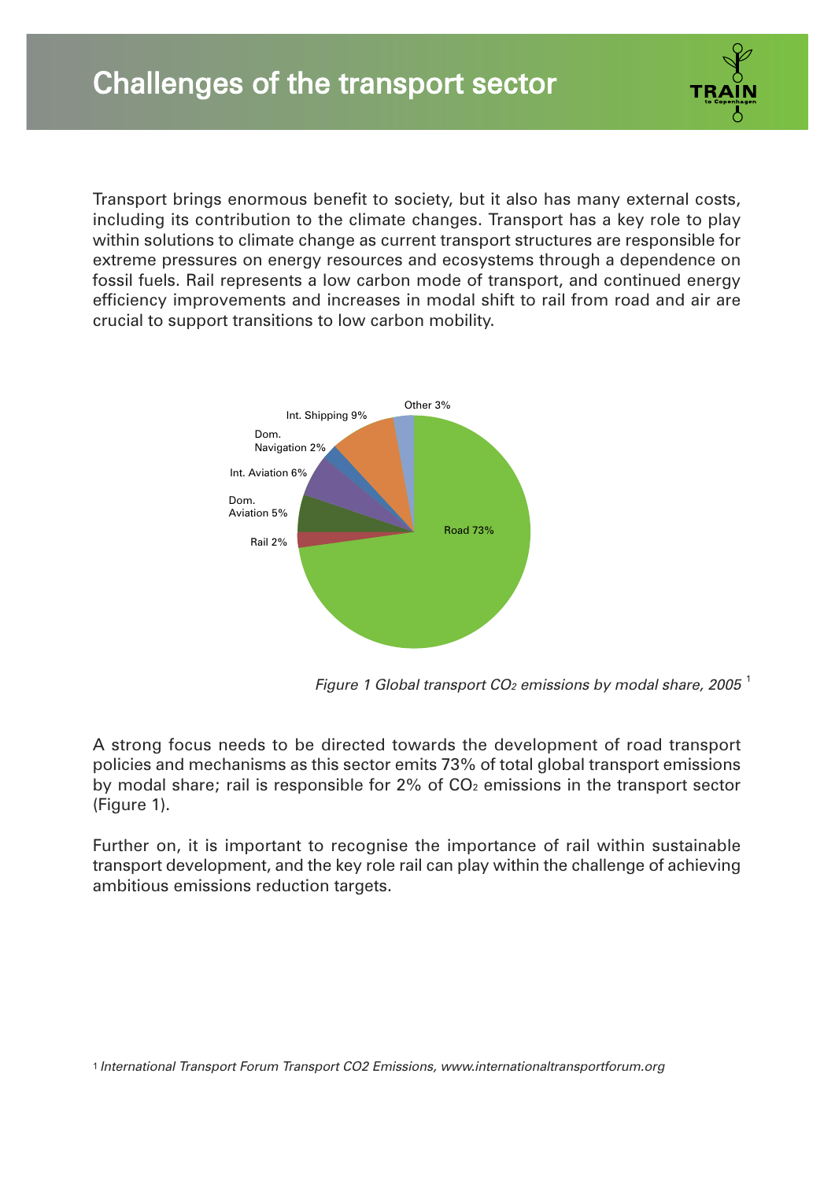# Challenges of the transport sector

Transport brings enormous benefit to society, but it also has many external costs, including its contribution to the climate changes. Transport has a key role to play within solutions to climate change as current transport structures are responsible for extreme pressures on energy resources and ecosystems through a dependence on fossil fuels. Rail represents a low carbon mode of transport, and continued energy efficiency improvements and increases in modal shift to rail from road and air are crucial to support transitions to low carbon mobility.

Other 3%

Int. Shipping 9%

Dom. Navigation 2%

Int. Aviation 6%

Dom. Aviation 5%

Rail 2%

Road 73%

*Figure 1 Global transport $CO_2$ emissions by modal share, 2005* [1]

A strong focus needs to be directed towards the development of road transport policies and mechanisms as this sector emits 73% of total global transport emissions by modal share; rail is responsible for 2% of $CO_2$ emissions in the transport sector (Figure 1).

Further on, it is important to recognise the importance of rail within sustainable transport development, and the key role rail can play within the challenge of achieving ambitious emissions reduction targets.

[1] *International Transport Forum Transport CO2 Emissions, www.internationaltransportforum.org*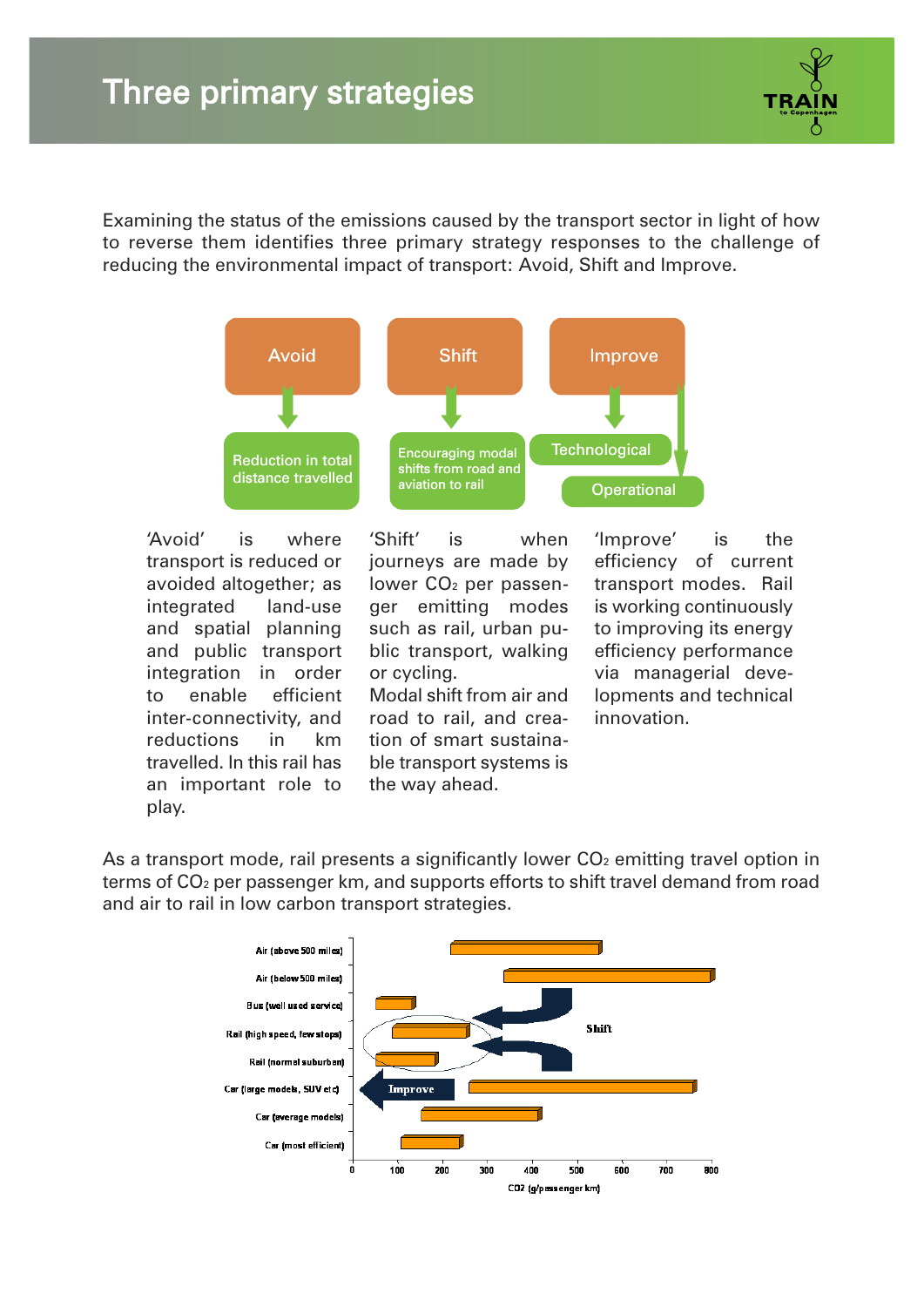# Three primary strategies

Examining the status of the emissions caused by the transport sector in light of how to reverse them identifies three primary strategy responses to the challenge of reducing the environmental impact of transport: Avoid, Shift and Improve.

Avoid → Reduction in total distance travelled

Shift → Encouraging modal shifts from road and aviation to rail

Improve → Technological; Operational

'Avoid' is where transport is reduced or avoided altogether; as integrated land-use and spatial planning and public transport integration in order to enable efficient inter-connectivity, and reductions in km travelled. In this rail has an important role to play.

'Shift' is when journeys are made by lower $CO_2$ per passenger emitting modes such as rail, urban public transport, walking or cycling. Modal shift from air and road to rail, and creation of smart sustainable transport systems is the way ahead.

'Improve' is the efficiency of current transport modes. Rail is working continuously to improving its energy efficiency performance via managerial developments and technical innovation.

As a transport mode, rail presents a significantly lower $CO_2$ emitting travel option in terms of $CO_2$ per passenger km, and supports efforts to shift travel demand from road and air to rail in low carbon transport strategies.

Air (above 500 miles)
Air (below 500 miles)
Bus (well used service)
Rail (high speed, few stops)
Rail (normal suburban)
Car (large models, SUV etc)
Car (average models)
Car (most efficient)

Shift

Improve

0 100 200 300 400 500 600 700 800

$CO_2$ (g/passenger km)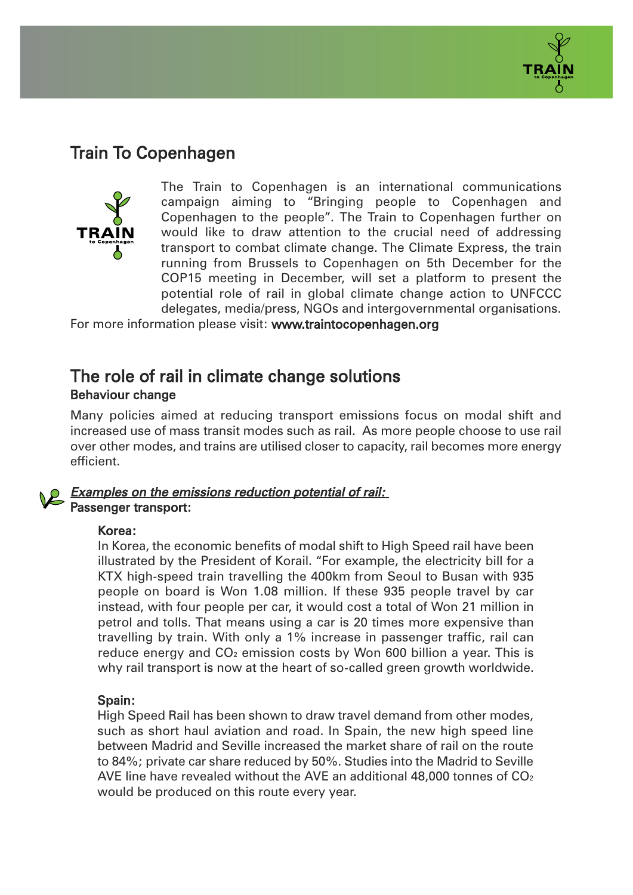## Train To Copenhagen

The Train to Copenhagen is an international communications campaign aiming to "Bringing people to Copenhagen and Copenhagen to the people". The Train to Copenhagen further on would like to draw attention to the crucial need of addressing transport to combat climate change. The Climate Express, the train running from Brussels to Copenhagen on 5th December for the COP15 meeting in December, will set a platform to present the potential role of rail in global climate change action to UNFCCC delegates, media/press, NGOs and intergovernmental organisations.

For more information please visit: **www.traintocopenhagen.org**

## The role of rail in climate change solutions

### Behaviour change

Many policies aimed at reducing transport emissions focus on modal shift and increased use of mass transit modes such as rail. As more people choose to use rail over other modes, and trains are utilised closer to capacity, rail becomes more energy efficient.

***Examples on the emissions reduction potential of rail:***

**Passenger transport:**

**Korea:**

In Korea, the economic benefits of modal shift to High Speed rail have been illustrated by the President of Korail. "For example, the electricity bill for a KTX high-speed train travelling the 400km from Seoul to Busan with 935 people on board is Won 1.08 million. If these 935 people travel by car instead, with four people per car, it would cost a total of Won 21 million in petrol and tolls. That means using a car is 20 times more expensive than travelling by train. With only a 1% increase in passenger traffic, rail can reduce energy and $CO_2$ emission costs by Won 600 billion a year. This is why rail transport is now at the heart of so-called green growth worldwide.

**Spain:**

High Speed Rail has been shown to draw travel demand from other modes, such as short haul aviation and road. In Spain, the new high speed line between Madrid and Seville increased the market share of rail on the route to 84%; private car share reduced by 50%. Studies into the Madrid to Seville AVE line have revealed without the AVE an additional 48,000 tonnes of $CO_2$ would be produced on this route every year.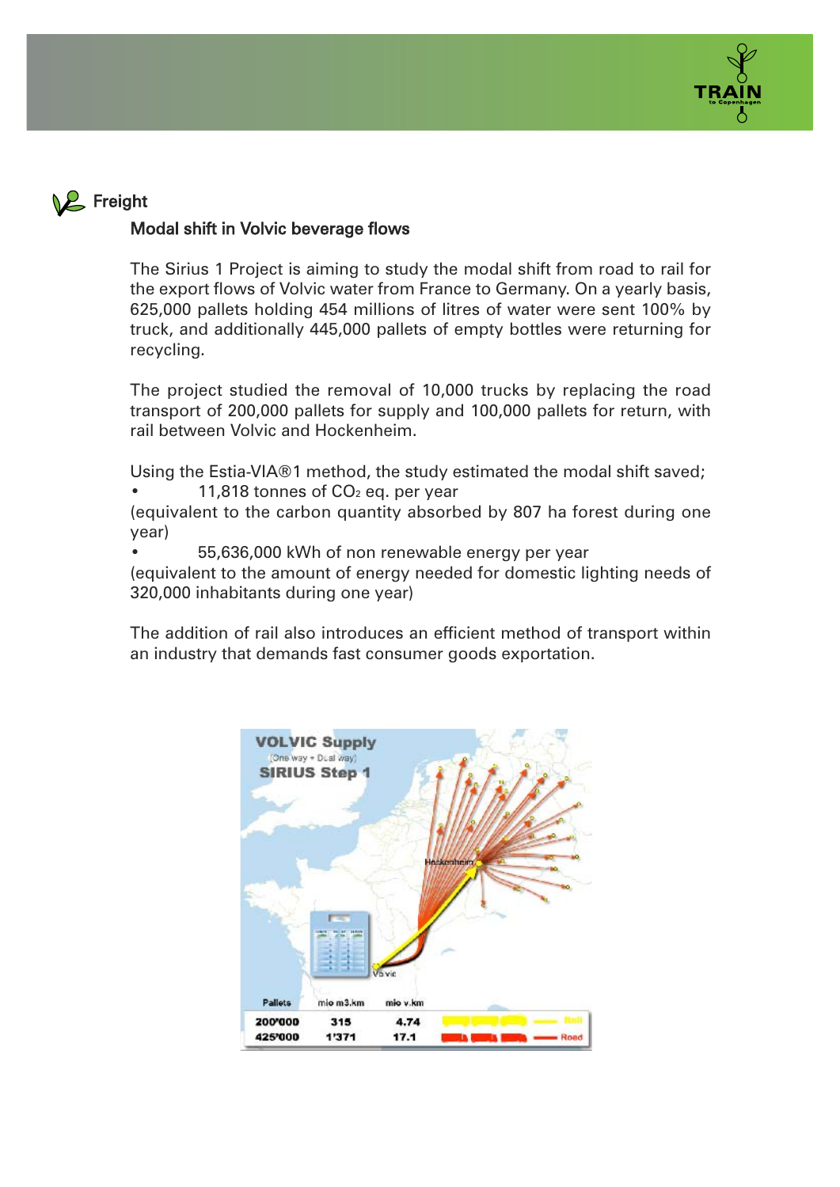## Freight

### Modal shift in Volvic beverage flows

The Sirius 1 Project is aiming to study the modal shift from road to rail for the export flows of Volvic water from France to Germany. On a yearly basis, 625,000 pallets holding 454 millions of litres of water were sent 100% by truck, and additionally 445,000 pallets of empty bottles were returning for recycling.

The project studied the removal of 10,000 trucks by replacing the road transport of 200,000 pallets for supply and 100,000 pallets for return, with rail between Volvic and Hockenheim.

Using the Estia-VIA®1 method, the study estimated the modal shift saved;

- 11,818 tonnes of $CO_2$ eq. per year

(equivalent to the carbon quantity absorbed by 807 ha forest during one year)

- 55,636,000 kWh of non renewable energy per year

(equivalent to the amount of energy needed for domestic lighting needs of 320,000 inhabitants during one year)

The addition of rail also introduces an efficient method of transport within an industry that demands fast consumer goods exportation.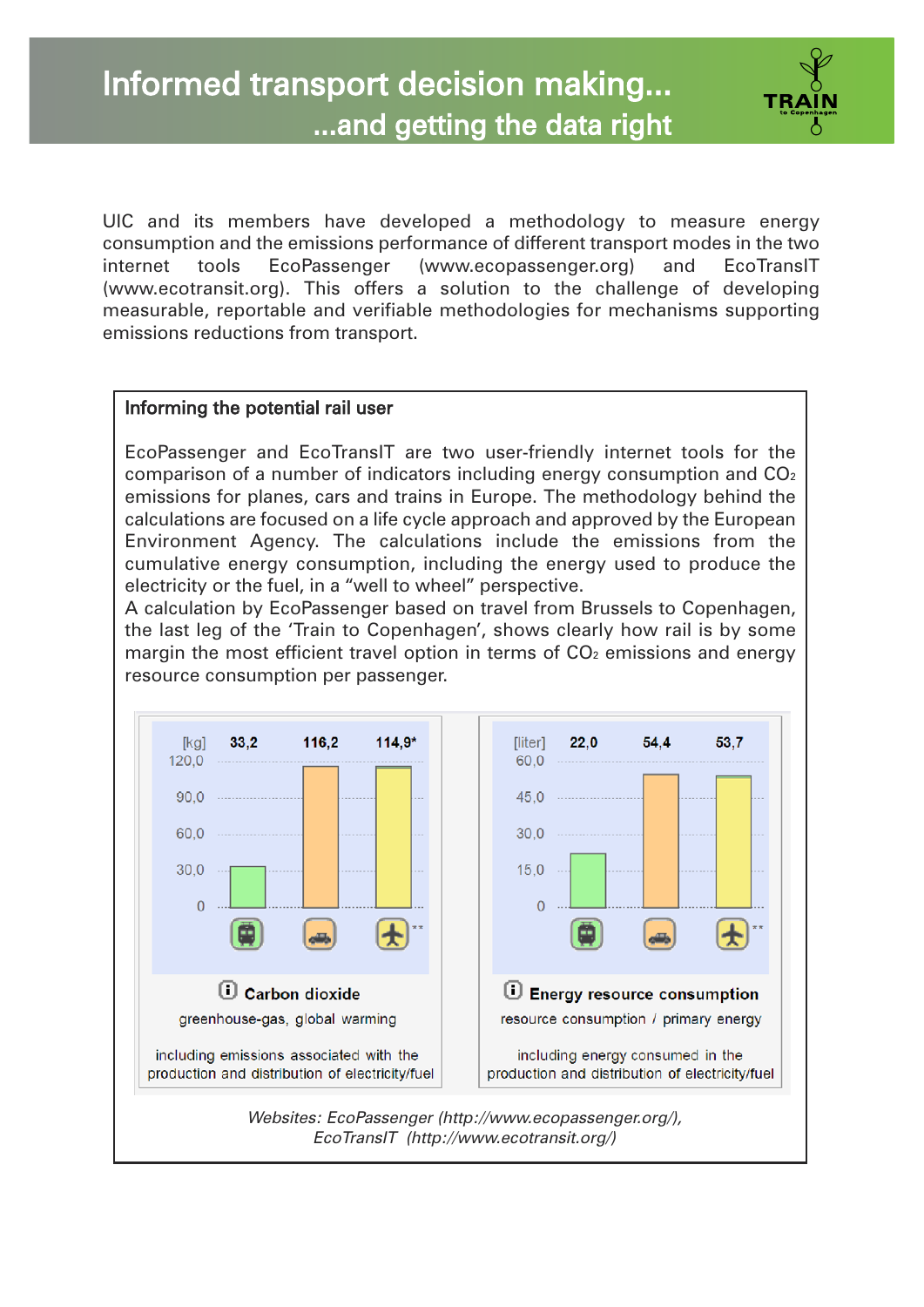# Informed transport decision making...
## ...and getting the data right

UIC and its members have developed a methodology to measure energy consumption and the emissions performance of different transport modes in the two internet tools EcoPassenger (www.ecopassenger.org) and EcoTransIT (www.ecotransit.org). This offers a solution to the challenge of developing measurable, reportable and verifiable methodologies for mechanisms supporting emissions reductions from transport.

### Informing the potential rail user

EcoPassenger and EcoTransIT are two user-friendly internet tools for the comparison of a number of indicators including energy consumption and $CO_2$ emissions for planes, cars and trains in Europe. The methodology behind the calculations are focused on a life cycle approach and approved by the European Environment Agency. The calculations include the emissions from the cumulative energy consumption, including the energy used to produce the electricity or the fuel, in a "well to wheel" perspective.
A calculation by EcoPassenger based on travel from Brussels to Copenhagen, the last leg of the 'Train to Copenhagen', shows clearly how rail is by some margin the most efficient travel option in terms of $CO_2$ emissions and energy resource consumption per passenger.

| | Train | Car | Plane |
|---|---|---|---|
| Carbon dioxide [kg] | 33,2 | 116,2 | 114,9* |
| Energy resource consumption [liter] | 22,0 | 54,4 | 53,7 |

**Carbon dioxide**
greenhouse-gas, global warming

including emissions associated with the production and distribution of electricity/fuel

**Energy resource consumption**
resource consumption / primary energy

including energy consumed in the production and distribution of electricity/fuel

*Websites: EcoPassenger (http://www.ecopassenger.org/), EcoTransIT (http://www.ecotransit.org/)*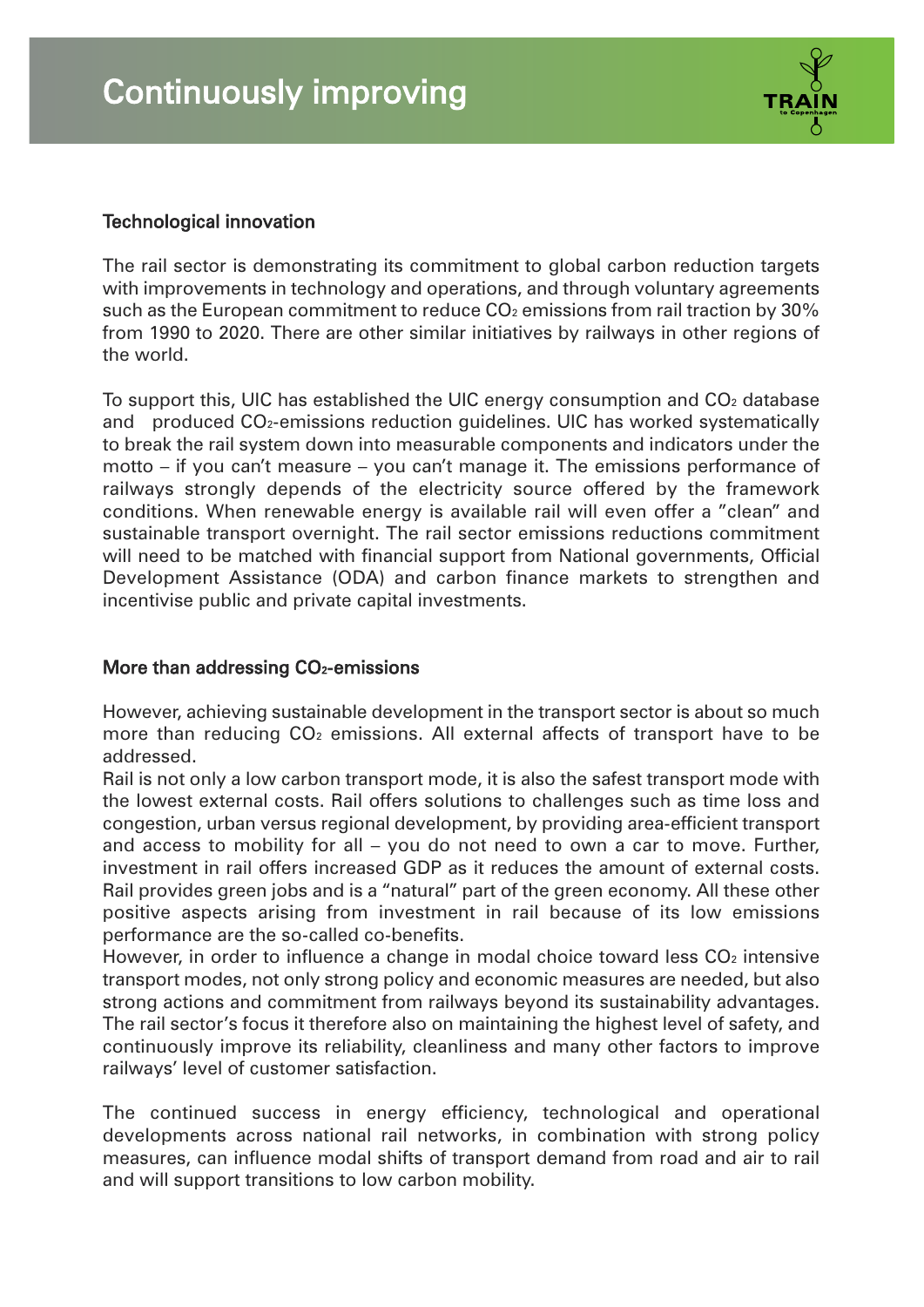# Continuously improving

### Technological innovation

The rail sector is demonstrating its commitment to global carbon reduction targets with improvements in technology and operations, and through voluntary agreements such as the European commitment to reduce $CO_2$ emissions from rail traction by 30% from 1990 to 2020. There are other similar initiatives by railways in other regions of the world.

To support this, UIC has established the UIC energy consumption and $CO_2$ database and produced $CO_2$-emissions reduction guidelines. UIC has worked systematically to break the rail system down into measurable components and indicators under the motto – if you can't measure – you can't manage it. The emissions performance of railways strongly depends of the electricity source offered by the framework conditions. When renewable energy is available rail will even offer a "clean" and sustainable transport overnight. The rail sector emissions reductions commitment will need to be matched with financial support from National governments, Official Development Assistance (ODA) and carbon finance markets to strengthen and incentivise public and private capital investments.

### More than addressing $CO_2$-emissions

However, achieving sustainable development in the transport sector is about so much more than reducing $CO_2$ emissions. All external affects of transport have to be addressed.

Rail is not only a low carbon transport mode, it is also the safest transport mode with the lowest external costs. Rail offers solutions to challenges such as time loss and congestion, urban versus regional development, by providing area-efficient transport and access to mobility for all – you do not need to own a car to move. Further, investment in rail offers increased GDP as it reduces the amount of external costs. Rail provides green jobs and is a "natural" part of the green economy. All these other positive aspects arising from investment in rail because of its low emissions performance are the so-called co-benefits.

However, in order to influence a change in modal choice toward less $CO_2$ intensive transport modes, not only strong policy and economic measures are needed, but also strong actions and commitment from railways beyond its sustainability advantages. The rail sector's focus it therefore also on maintaining the highest level of safety, and continuously improve its reliability, cleanliness and many other factors to improve railways' level of customer satisfaction.

The continued success in energy efficiency, technological and operational developments across national rail networks, in combination with strong policy measures, can influence modal shifts of transport demand from road and air to rail and will support transitions to low carbon mobility.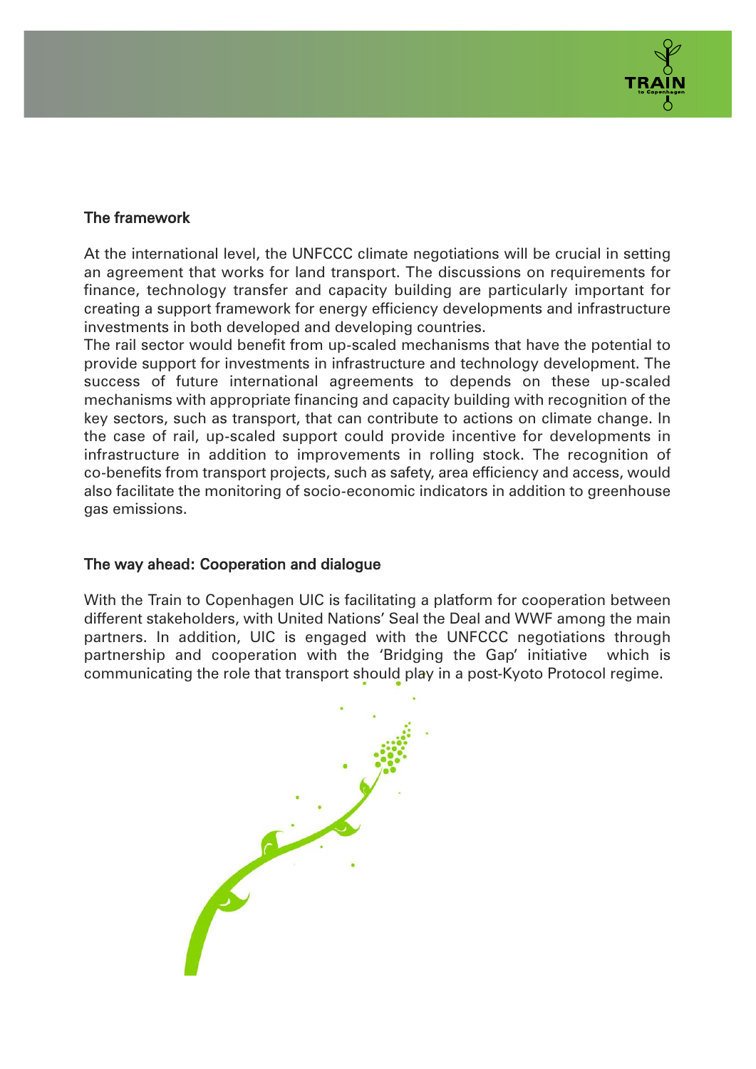## The framework

At the international level, the UNFCCC climate negotiations will be crucial in setting an agreement that works for land transport. The discussions on requirements for finance, technology transfer and capacity building are particularly important for creating a support framework for energy efficiency developments and infrastructure investments in both developed and developing countries.
The rail sector would benefit from up-scaled mechanisms that have the potential to provide support for investments in infrastructure and technology development. The success of future international agreements to depends on these up-scaled mechanisms with appropriate financing and capacity building with recognition of the key sectors, such as transport, that can contribute to actions on climate change. In the case of rail, up-scaled support could provide incentive for developments in infrastructure in addition to improvements in rolling stock. The recognition of co-benefits from transport projects, such as safety, area efficiency and access, would also facilitate the monitoring of socio-economic indicators in addition to greenhouse gas emissions.

## The way ahead: Cooperation and dialogue

With the Train to Copenhagen UIC is facilitating a platform for cooperation between different stakeholders, with United Nations' Seal the Deal and WWF among the main partners. In addition, UIC is engaged with the UNFCCC negotiations through partnership and cooperation with the 'Bridging the Gap' initiative which is communicating the role that transport should play in a post-Kyoto Protocol regime.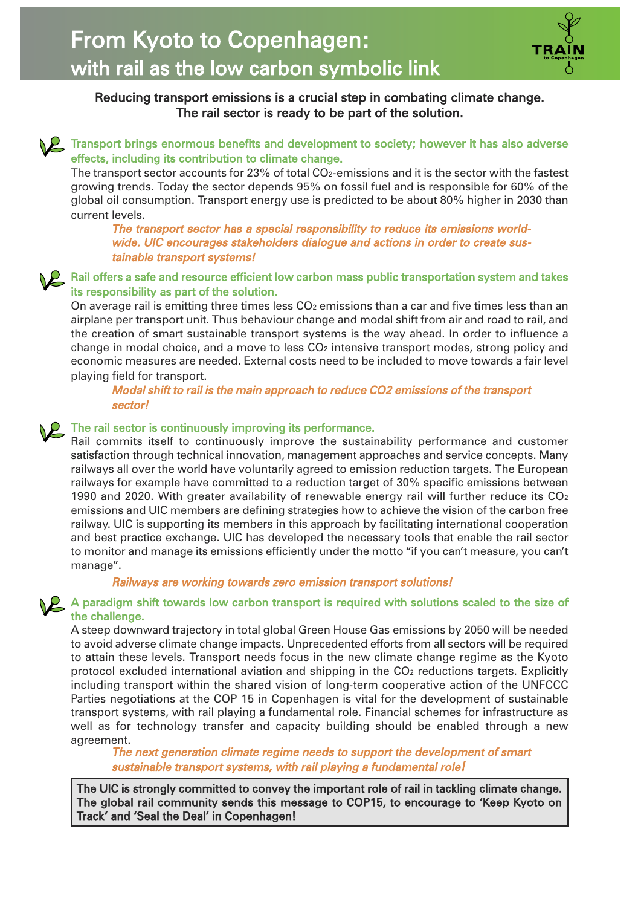# From Kyoto to Copenhagen:
## with rail as the low carbon symbolic link

TRAIN to Copenhagen

**Reducing transport emissions is a crucial step in combating climate change. The rail sector is ready to be part of the solution.**

**Transport brings enormous benefits and development to society; however it has also adverse effects, including its contribution to climate change.**

The transport sector accounts for 23% of total $CO_2$-emissions and it is the sector with the fastest growing trends. Today the sector depends 95% on fossil fuel and is responsible for 60% of the global oil consumption. Transport energy use is predicted to be about 80% higher in 2030 than current levels.

*The transport sector has a special responsibility to reduce its emissions worldwide. UIC encourages stakeholders dialogue and actions in order to create sustainable transport systems!*

**Rail offers a safe and resource efficient low carbon mass public transportation system and takes its responsibility as part of the solution.**

On average rail is emitting three times less $CO_2$ emissions than a car and five times less than an airplane per transport unit. Thus behaviour change and modal shift from air and road to rail, and the creation of smart sustainable transport systems is the way ahead. In order to influence a change in modal choice, and a move to less $CO_2$ intensive transport modes, strong policy and economic measures are needed. External costs need to be included to move towards a fair level playing field for transport.

*Modal shift to rail is the main approach to reduce CO2 emissions of the transport sector!*

**The rail sector is continuously improving its performance.**

Rail commits itself to continuously improve the sustainability performance and customer satisfaction through technical innovation, management approaches and service concepts. Many railways all over the world have voluntarily agreed to emission reduction targets. The European railways for example have committed to a reduction target of 30% specific emissions between 1990 and 2020. With greater availability of renewable energy rail will further reduce its $CO_2$ emissions and UIC members are defining strategies how to achieve the vision of the carbon free railway. UIC is supporting its members in this approach by facilitating international cooperation and best practice exchange. UIC has developed the necessary tools that enable the rail sector to monitor and manage its emissions efficiently under the motto "if you can't measure, you can't manage".

*Railways are working towards zero emission transport solutions!*

**A paradigm shift towards low carbon transport is required with solutions scaled to the size of the challenge.**

A steep downward trajectory in total global Green House Gas emissions by 2050 will be needed to avoid adverse climate change impacts. Unprecedented efforts from all sectors will be required to attain these levels. Transport needs focus in the new climate change regime as the Kyoto protocol excluded international aviation and shipping in the $CO_2$ reductions targets. Explicitly including transport within the shared vision of long-term cooperative action of the UNFCCC Parties negotiations at the COP 15 in Copenhagen is vital for the development of sustainable transport systems, with rail playing a fundamental role. Financial schemes for infrastructure as well as for technology transfer and capacity building should be enabled through a new agreement.

*The next generation climate regime needs to support the development of smart sustainable transport systems, with rail playing a fundamental role!*

**The UIC is strongly committed to convey the important role of rail in tackling climate change. The global rail community sends this message to COP15, to encourage to 'Keep Kyoto on Track' and 'Seal the Deal' in Copenhagen!**